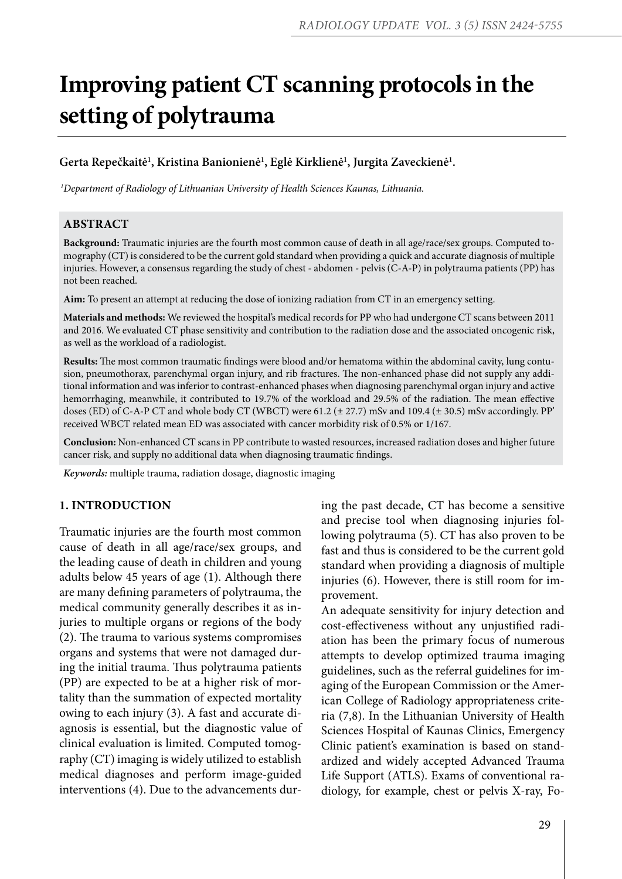# Improving patient CT scanning protocols in the setting of polytrauma

**Gerta Repečkaitė[1], Kristina Banionienė[1], Eglė Kirklienė[1], Jurgita Zaveckienė[1].**

*[1]Department of Radiology of Lithuanian University of Health Sciences Kaunas, Lithuania.*

## ABSTRACT

**Background:** Traumatic injuries are the fourth most common cause of death in all age/race/sex groups. Computed tomography (CT) is considered to be the current gold standard when providing a quick and accurate diagnosis of multiple injuries. However, a consensus regarding the study of chest - abdomen - pelvis (C-A-P) in polytrauma patients (PP) has not been reached.

**Aim:** To present an attempt at reducing the dose of ionizing radiation from CT in an emergency setting.

**Materials and methods:** We reviewed the hospital's medical records for PP who had undergone CT scans between 2011 and 2016. We evaluated CT phase sensitivity and contribution to the radiation dose and the associated oncogenic risk, as well as the workload of a radiologist.

**Results:** The most common traumatic findings were blood and/or hematoma within the abdominal cavity, lung contusion, pneumothorax, parenchymal organ injury, and rib fractures. The non-enhanced phase did not supply any additional information and was inferior to contrast-enhanced phases when diagnosing parenchymal organ injury and active hemorrhaging, meanwhile, it contributed to 19.7% of the workload and 29.5% of the radiation. The mean effective doses (ED) of C-A-P CT and whole body CT (WBCT) were 61.2 (± 27.7) mSv and 109.4 (± 30.5) mSv accordingly. PP' received WBCT related mean ED was associated with cancer morbidity risk of 0.5% or 1/167.

**Conclusion:** Non-enhanced CT scans in PP contribute to wasted resources, increased radiation doses and higher future cancer risk, and supply no additional data when diagnosing traumatic findings.

*Keywords:* multiple trauma, radiation dosage, diagnostic imaging

## 1. INTRODUCTION

Traumatic injuries are the fourth most common cause of death in all age/race/sex groups, and the leading cause of death in children and young adults below 45 years of age (1). Although there are many defining parameters of polytrauma, the medical community generally describes it as injuries to multiple organs or regions of the body (2). The trauma to various systems compromises organs and systems that were not damaged during the initial trauma. Thus polytrauma patients (PP) are expected to be at a higher risk of mortality than the summation of expected mortality owing to each injury (3). A fast and accurate diagnosis is essential, but the diagnostic value of clinical evaluation is limited. Computed tomography (CT) imaging is widely utilized to establish medical diagnoses and perform image-guided interventions (4). Due to the advancements during the past decade, CT has become a sensitive and precise tool when diagnosing injuries following polytrauma (5). CT has also proven to be fast and thus is considered to be the current gold standard when providing a diagnosis of multiple injuries (6). However, there is still room for improvement.

An adequate sensitivity for injury detection and cost-effectiveness without any unjustified radiation has been the primary focus of numerous attempts to develop optimized trauma imaging guidelines, such as the referral guidelines for imaging of the European Commission or the American College of Radiology appropriateness criteria (7,8). In the Lithuanian University of Health Sciences Hospital of Kaunas Clinics, Emergency Clinic patient's examination is based on standardized and widely accepted Advanced Trauma Life Support (ATLS). Exams of conventional radiology, for example, chest or pelvis X-ray, Fo-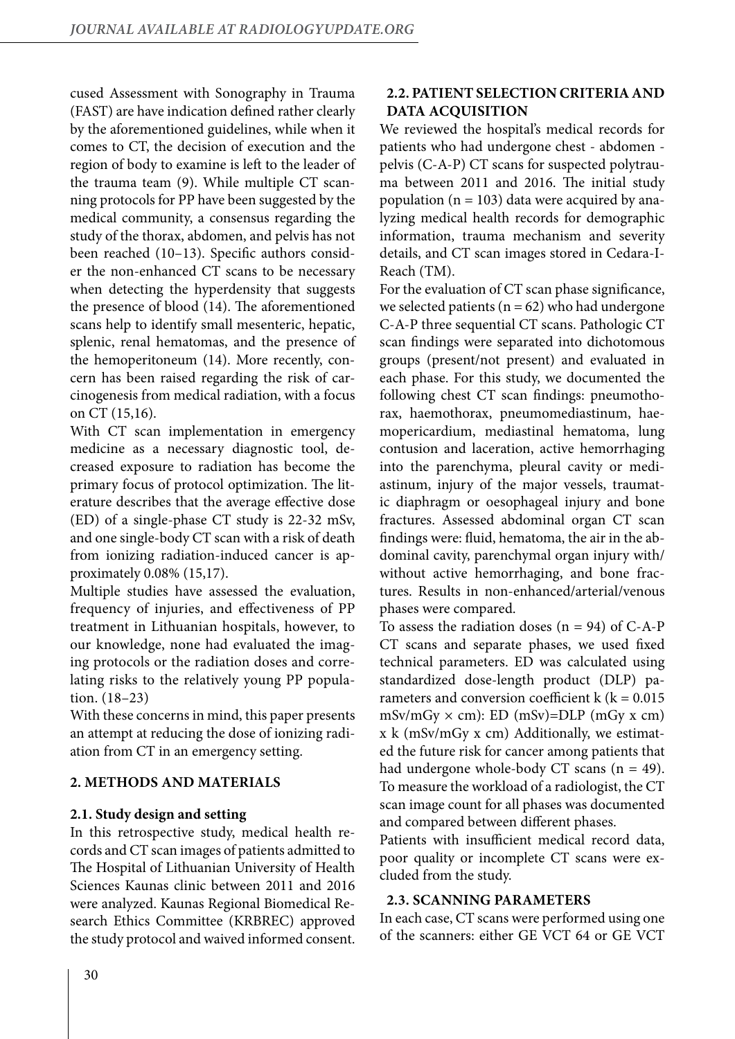cused Assessment with Sonography in Trauma (FAST) are have indication defined rather clearly by the aforementioned guidelines, while when it comes to CT, the decision of execution and the region of body to examine is left to the leader of the trauma team (9). While multiple CT scanning protocols for PP have been suggested by the medical community, a consensus regarding the study of the thorax, abdomen, and pelvis has not been reached (10–13). Specific authors consider the non-enhanced CT scans to be necessary when detecting the hyperdensity that suggests the presence of blood (14). The aforementioned scans help to identify small mesenteric, hepatic, splenic, renal hematomas, and the presence of the hemoperitoneum (14). More recently, concern has been raised regarding the risk of carcinogenesis from medical radiation, with a focus on CT (15,16).

With CT scan implementation in emergency medicine as a necessary diagnostic tool, decreased exposure to radiation has become the primary focus of protocol optimization. The literature describes that the average effective dose (ED) of a single-phase CT study is 22-32 mSv, and one single-body CT scan with a risk of death from ionizing radiation-induced cancer is approximately 0.08% (15,17).

Multiple studies have assessed the evaluation, frequency of injuries, and effectiveness of PP treatment in Lithuanian hospitals, however, to our knowledge, none had evaluated the imaging protocols or the radiation doses and correlating risks to the relatively young PP population. (18–23)

With these concerns in mind, this paper presents an attempt at reducing the dose of ionizing radiation from CT in an emergency setting.

## 2. METHODS AND MATERIALS

### 2.1. Study design and setting

In this retrospective study, medical health records and CT scan images of patients admitted to The Hospital of Lithuanian University of Health Sciences Kaunas clinic between 2011 and 2016 were analyzed. Kaunas Regional Biomedical Research Ethics Committee (KRBREC) approved the study protocol and waived informed consent.

### 2.2. PATIENT SELECTION CRITERIA AND DATA ACQUISITION

We reviewed the hospital's medical records for patients who had undergone chest - abdomen - pelvis (C-A-P) CT scans for suspected polytrauma between 2011 and 2016. The initial study population ($n = 103$) data were acquired by analyzing medical health records for demographic information, trauma mechanism and severity details, and CT scan images stored in Cedara-I-Reach (TM).

For the evaluation of CT scan phase significance, we selected patients ($n = 62$) who had undergone C-A-P three sequential CT scans. Pathologic CT scan findings were separated into dichotomous groups (present/not present) and evaluated in each phase. For this study, we documented the following chest CT scan findings: pneumothorax, haemothorax, pneumomediastinum, haemopericardium, mediastinal hematoma, lung contusion and laceration, active hemorrhaging into the parenchyma, pleural cavity or mediastinum, injury of the major vessels, traumatic diaphragm or oesophageal injury and bone fractures. Assessed abdominal organ CT scan findings were: fluid, hematoma, the air in the abdominal cavity, parenchymal organ injury with/without active hemorrhaging, and bone fractures. Results in non-enhanced/arterial/venous phases were compared.

To assess the radiation doses ($n = 94$) of C-A-P CT scans and separate phases, we used fixed technical parameters. ED was calculated using standardized dose-length product (DLP) parameters and conversion coefficient k ($k = 0.015$ mSv/mGy $\times$ cm): ED (mSv)=DLP (mGy x cm) x k (mSv/mGy x cm) Additionally, we estimated the future risk for cancer among patients that had undergone whole-body CT scans ($n = 49$). To measure the workload of a radiologist, the CT scan image count for all phases was documented and compared between different phases.

Patients with insufficient medical record data, poor quality or incomplete CT scans were excluded from the study.

### 2.3. SCANNING PARAMETERS

In each case, CT scans were performed using one of the scanners: either GE VCT 64 or GE VCT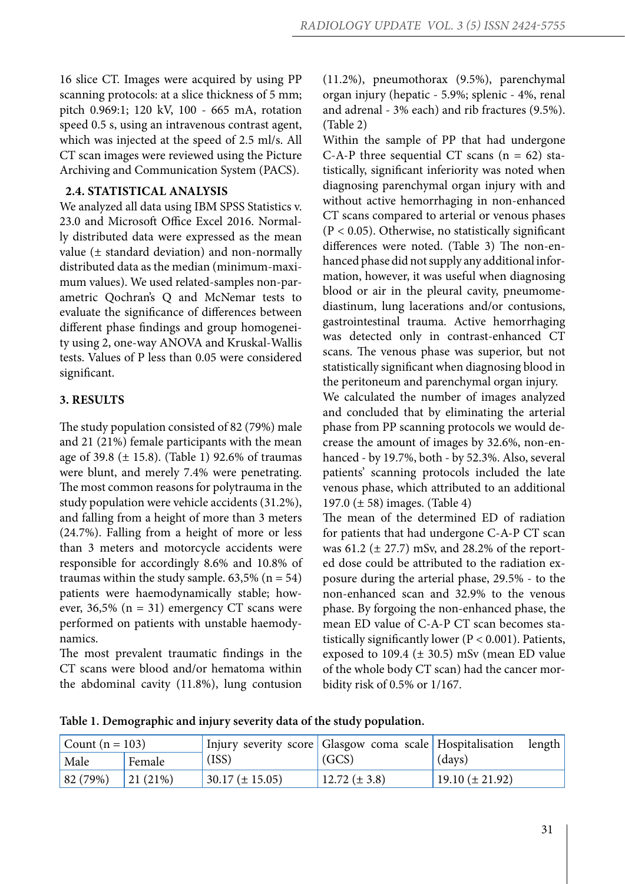16 slice CT. Images were acquired by using PP scanning protocols: at a slice thickness of 5 mm; pitch 0.969:1; 120 kV, 100 - 665 mA, rotation speed 0.5 s, using an intravenous contrast agent, which was injected at the speed of 2.5 ml/s. All CT scan images were reviewed using the Picture Archiving and Communication System (PACS).

### 2.4. STATISTICAL ANALYSIS

We analyzed all data using IBM SPSS Statistics v. 23.0 and Microsoft Office Excel 2016. Normally distributed data were expressed as the mean value (± standard deviation) and non-normally distributed data as the median (minimum-maximum values). We used related-samples non-parametric Qochran's Q and McNemar tests to evaluate the significance of differences between different phase findings and group homogeneity using 2, one-way ANOVA and Kruskal-Wallis tests. Values of P less than 0.05 were considered significant.

## 3. RESULTS

The study population consisted of 82 (79%) male and 21 (21%) female participants with the mean age of 39.8 (± 15.8). (Table 1) 92.6% of traumas were blunt, and merely 7.4% were penetrating. The most common reasons for polytrauma in the study population were vehicle accidents (31.2%), and falling from a height of more than 3 meters (24.7%). Falling from a height of more or less than 3 meters and motorcycle accidents were responsible for accordingly 8.6% and 10.8% of traumas within the study sample. 63,5% (n = 54) patients were haemodynamically stable; however, 36,5% (n = 31) emergency CT scans were performed on patients with unstable haemodynamics.

The most prevalent traumatic findings in the CT scans were blood and/or hematoma within the abdominal cavity (11.8%), lung contusion (11.2%), pneumothorax (9.5%), parenchymal organ injury (hepatic - 5.9%; splenic - 4%, renal and adrenal - 3% each) and rib fractures (9.5%). (Table 2)

Within the sample of PP that had undergone C-A-P three sequential CT scans (n = 62) statistically, significant inferiority was noted when diagnosing parenchymal organ injury with and without active hemorrhaging in non-enhanced CT scans compared to arterial or venous phases (P < 0.05). Otherwise, no statistically significant differences were noted. (Table 3) The non-enhanced phase did not supply any additional information, however, it was useful when diagnosing blood or air in the pleural cavity, pneumomediastinum, lung lacerations and/or contusions, gastrointestinal trauma. Active hemorrhaging was detected only in contrast-enhanced CT scans. The venous phase was superior, but not statistically significant when diagnosing blood in the peritoneum and parenchymal organ injury.

We calculated the number of images analyzed and concluded that by eliminating the arterial phase from PP scanning protocols we would decrease the amount of images by 32.6%, non-enhanced - by 19.7%, both - by 52.3%. Also, several patients' scanning protocols included the late venous phase, which attributed to an additional 197.0 (± 58) images. (Table 4)

The mean of the determined ED of radiation for patients that had undergone C-A-P CT scan was 61.2 (± 27.7) mSv, and 28.2% of the reported dose could be attributed to the radiation exposure during the arterial phase, 29.5% - to the non-enhanced scan and 32.9% to the venous phase. By forgoing the non-enhanced phase, the mean ED value of C-A-P CT scan becomes statistically significantly lower (P < 0.001). Patients, exposed to 109.4 (± 30.5) mSv (mean ED value of the whole body CT scan) had the cancer morbidity risk of 0.5% or 1/167.

**Table 1. Demographic and injury severity data of the study population.**

| Count (n = 103) | | Injury severity score (ISS) | Glasgow coma scale (GCS) | Hospitalisation length (days) |
|---|---|---|---|---|
| Male | Female | | | |
| 82 (79%) | 21 (21%) | 30.17 (± 15.05) | 12.72 (± 3.8) | 19.10 (± 21.92) |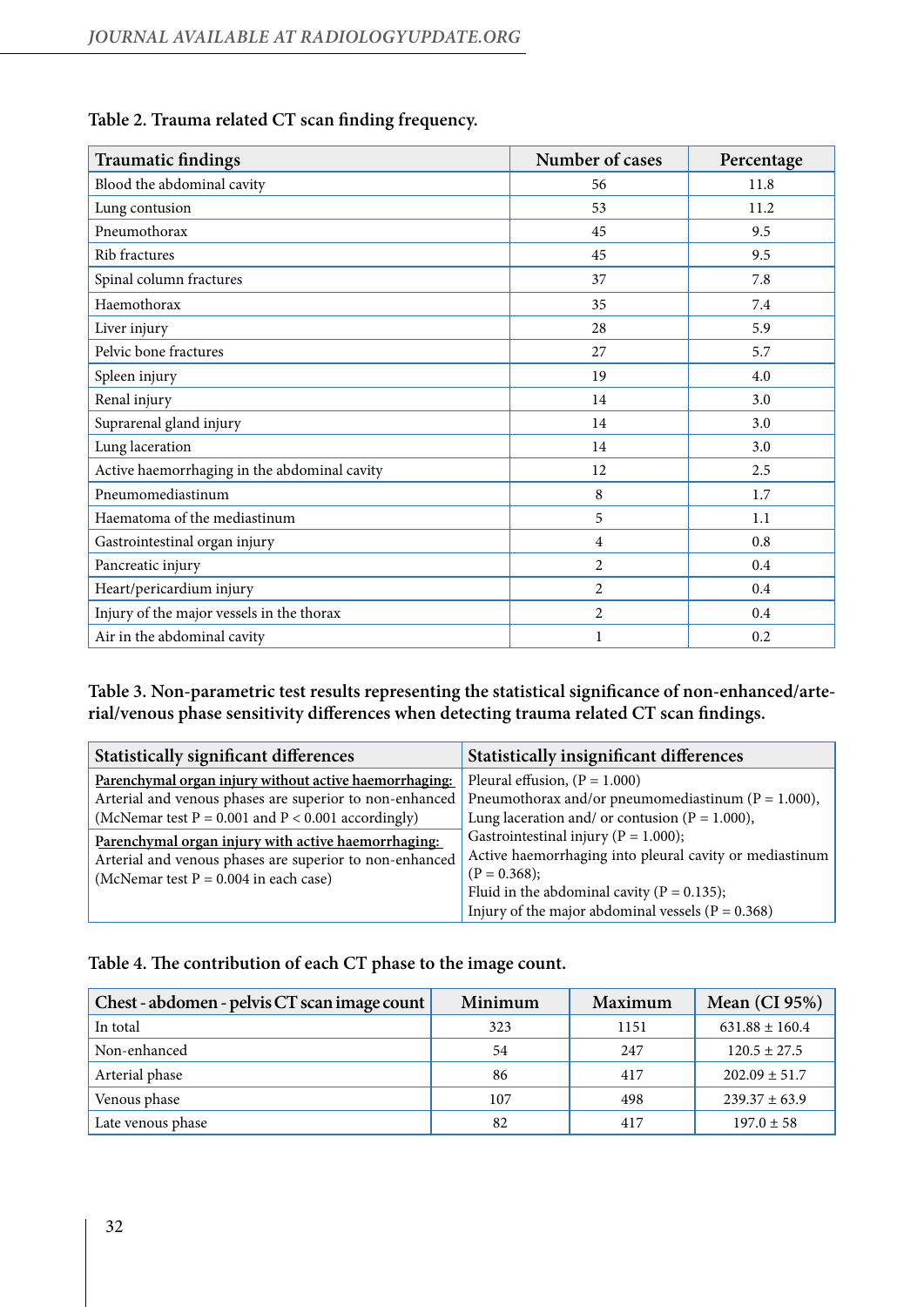**Table 2. Trauma related CT scan finding frequency.**

| Traumatic findings | Number of cases | Percentage |
|---|---|---|
| Blood the abdominal cavity | 56 | 11.8 |
| Lung contusion | 53 | 11.2 |
| Pneumothorax | 45 | 9.5 |
| Rib fractures | 45 | 9.5 |
| Spinal column fractures | 37 | 7.8 |
| Haemothorax | 35 | 7.4 |
| Liver injury | 28 | 5.9 |
| Pelvic bone fractures | 27 | 5.7 |
| Spleen injury | 19 | 4.0 |
| Renal injury | 14 | 3.0 |
| Suprarenal gland injury | 14 | 3.0 |
| Lung laceration | 14 | 3.0 |
| Active haemorrhaging in the abdominal cavity | 12 | 2.5 |
| Pneumomediastinum | 8 | 1.7 |
| Haematoma of the mediastinum | 5 | 1.1 |
| Gastrointestinal organ injury | 4 | 0.8 |
| Pancreatic injury | 2 | 0.4 |
| Heart/pericardium injury | 2 | 0.4 |
| Injury of the major vessels in the thorax | 2 | 0.4 |
| Air in the abdominal cavity | 1 | 0.2 |

**Table 3. Non-parametric test results representing the statistical significance of non-enhanced/arterial/venous phase sensitivity differences when detecting trauma related CT scan findings.**

| Statistically significant differences | Statistically insignificant differences |
|---|---|
| Parenchymal organ injury without active haemorrhaging: Arterial and venous phases are superior to non-enhanced (McNemar test P = 0.001 and P < 0.001 accordingly)<br>Parenchymal organ injury with active haemorrhaging: Arterial and venous phases are superior to non-enhanced (McNemar test P = 0.004 in each case) | Pleural effusion, (P = 1.000)<br>Pneumothorax and/or pneumomediastinum (P = 1.000),<br>Lung laceration and/ or contusion (P = 1.000),<br>Gastrointestinal injury (P = 1.000);<br>Active haemorrhaging into pleural cavity or mediastinum (P = 0.368);<br>Fluid in the abdominal cavity (P = 0.135);<br>Injury of the major abdominal vessels (P = 0.368) |

**Table 4. The contribution of each CT phase to the image count.**

| Chest - abdomen - pelvis CT scan image count | Minimum | Maximum | Mean (CI 95%) |
|---|---|---|---|
| In total | 323 | 1151 | 631.88 ± 160.4 |
| Non-enhanced | 54 | 247 | 120.5 ± 27.5 |
| Arterial phase | 86 | 417 | 202.09 ± 51.7 |
| Venous phase | 107 | 498 | 239.37 ± 63.9 |
| Late venous phase | 82 | 417 | 197.0 ± 58 |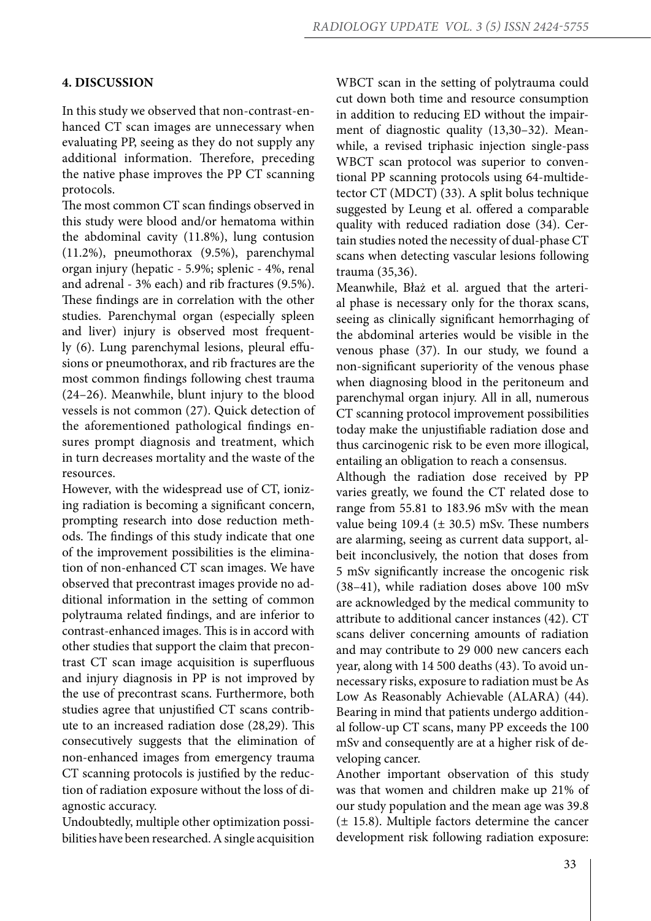## 4. DISCUSSION

In this study we observed that non-contrast-enhanced CT scan images are unnecessary when evaluating PP, seeing as they do not supply any additional information. Therefore, preceding the native phase improves the PP CT scanning protocols.

The most common CT scan findings observed in this study were blood and/or hematoma within the abdominal cavity (11.8%), lung contusion (11.2%), pneumothorax (9.5%), parenchymal organ injury (hepatic - 5.9%; splenic - 4%, renal and adrenal - 3% each) and rib fractures (9.5%). These findings are in correlation with the other studies. Parenchymal organ (especially spleen and liver) injury is observed most frequently (6). Lung parenchymal lesions, pleural effusions or pneumothorax, and rib fractures are the most common findings following chest trauma (24–26). Meanwhile, blunt injury to the blood vessels is not common (27). Quick detection of the aforementioned pathological findings ensures prompt diagnosis and treatment, which in turn decreases mortality and the waste of the resources.

However, with the widespread use of CT, ionizing radiation is becoming a significant concern, prompting research into dose reduction methods. The findings of this study indicate that one of the improvement possibilities is the elimination of non-enhanced CT scan images. We have observed that precontrast images provide no additional information in the setting of common polytrauma related findings, and are inferior to contrast-enhanced images. This is in accord with other studies that support the claim that precontrast CT scan image acquisition is superfluous and injury diagnosis in PP is not improved by the use of precontrast scans. Furthermore, both studies agree that unjustified CT scans contribute to an increased radiation dose (28,29). This consecutively suggests that the elimination of non-enhanced images from emergency trauma CT scanning protocols is justified by the reduction of radiation exposure without the loss of diagnostic accuracy.

Undoubtedly, multiple other optimization possibilities have been researched. A single acquisition WBCT scan in the setting of polytrauma could cut down both time and resource consumption in addition to reducing ED without the impairment of diagnostic quality (13,30–32). Meanwhile, a revised triphasic injection single-pass WBCT scan protocol was superior to conventional PP scanning protocols using 64-multidetector CT (MDCT) (33). A split bolus technique suggested by Leung et al. offered a comparable quality with reduced radiation dose (34). Certain studies noted the necessity of dual-phase CT scans when detecting vascular lesions following trauma (35,36).

Meanwhile, Błaż et al. argued that the arterial phase is necessary only for the thorax scans, seeing as clinically significant hemorrhaging of the abdominal arteries would be visible in the venous phase (37). In our study, we found a non-significant superiority of the venous phase when diagnosing blood in the peritoneum and parenchymal organ injury. All in all, numerous CT scanning protocol improvement possibilities today make the unjustifiable radiation dose and thus carcinogenic risk to be even more illogical, entailing an obligation to reach a consensus.

Although the radiation dose received by PP varies greatly, we found the CT related dose to range from 55.81 to 183.96 mSv with the mean value being 109.4 (± 30.5) mSv. These numbers are alarming, seeing as current data support, albeit inconclusively, the notion that doses from 5 mSv significantly increase the oncogenic risk (38–41), while radiation doses above 100 mSv are acknowledged by the medical community to attribute to additional cancer instances (42). CT scans deliver concerning amounts of radiation and may contribute to 29 000 new cancers each year, along with 14 500 deaths (43). To avoid unnecessary risks, exposure to radiation must be As Low As Reasonably Achievable (ALARA) (44). Bearing in mind that patients undergo additional follow-up CT scans, many PP exceeds the 100 mSv and consequently are at a higher risk of developing cancer.

Another important observation of this study was that women and children make up 21% of our study population and the mean age was 39.8 (± 15.8). Multiple factors determine the cancer development risk following radiation exposure: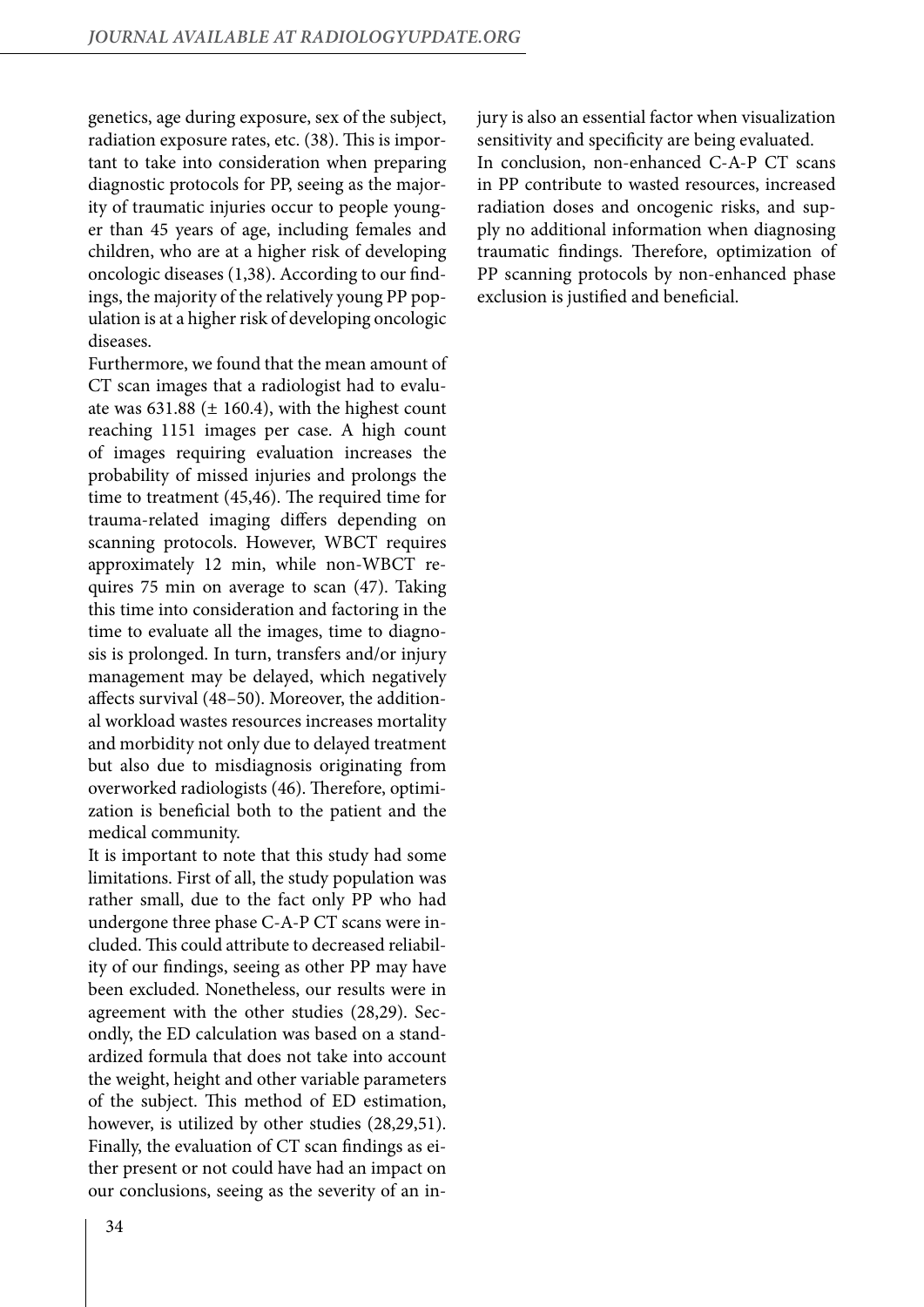genetics, age during exposure, sex of the subject, radiation exposure rates, etc. (38). This is important to take into consideration when preparing diagnostic protocols for PP, seeing as the majority of traumatic injuries occur to people younger than 45 years of age, including females and children, who are at a higher risk of developing oncologic diseases (1,38). According to our findings, the majority of the relatively young PP population is at a higher risk of developing oncologic diseases.

Furthermore, we found that the mean amount of CT scan images that a radiologist had to evaluate was 631.88 (± 160.4), with the highest count reaching 1151 images per case. A high count of images requiring evaluation increases the probability of missed injuries and prolongs the time to treatment (45,46). The required time for trauma-related imaging differs depending on scanning protocols. However, WBCT requires approximately 12 min, while non-WBCT requires 75 min on average to scan (47). Taking this time into consideration and factoring in the time to evaluate all the images, time to diagnosis is prolonged. In turn, transfers and/or injury management may be delayed, which negatively affects survival (48–50). Moreover, the additional workload wastes resources increases mortality and morbidity not only due to delayed treatment but also due to misdiagnosis originating from overworked radiologists (46). Therefore, optimization is beneficial both to the patient and the medical community.

It is important to note that this study had some limitations. First of all, the study population was rather small, due to the fact only PP who had undergone three phase C-A-P CT scans were included. This could attribute to decreased reliability of our findings, seeing as other PP may have been excluded. Nonetheless, our results were in agreement with the other studies (28,29). Secondly, the ED calculation was based on a standardized formula that does not take into account the weight, height and other variable parameters of the subject. This method of ED estimation, however, is utilized by other studies (28,29,51). Finally, the evaluation of CT scan findings as either present or not could have had an impact on our conclusions, seeing as the severity of an injury is also an essential factor when visualization sensitivity and specificity are being evaluated.

In conclusion, non-enhanced C-A-P CT scans in PP contribute to wasted resources, increased radiation doses and oncogenic risks, and supply no additional information when diagnosing traumatic findings. Therefore, optimization of PP scanning protocols by non-enhanced phase exclusion is justified and beneficial.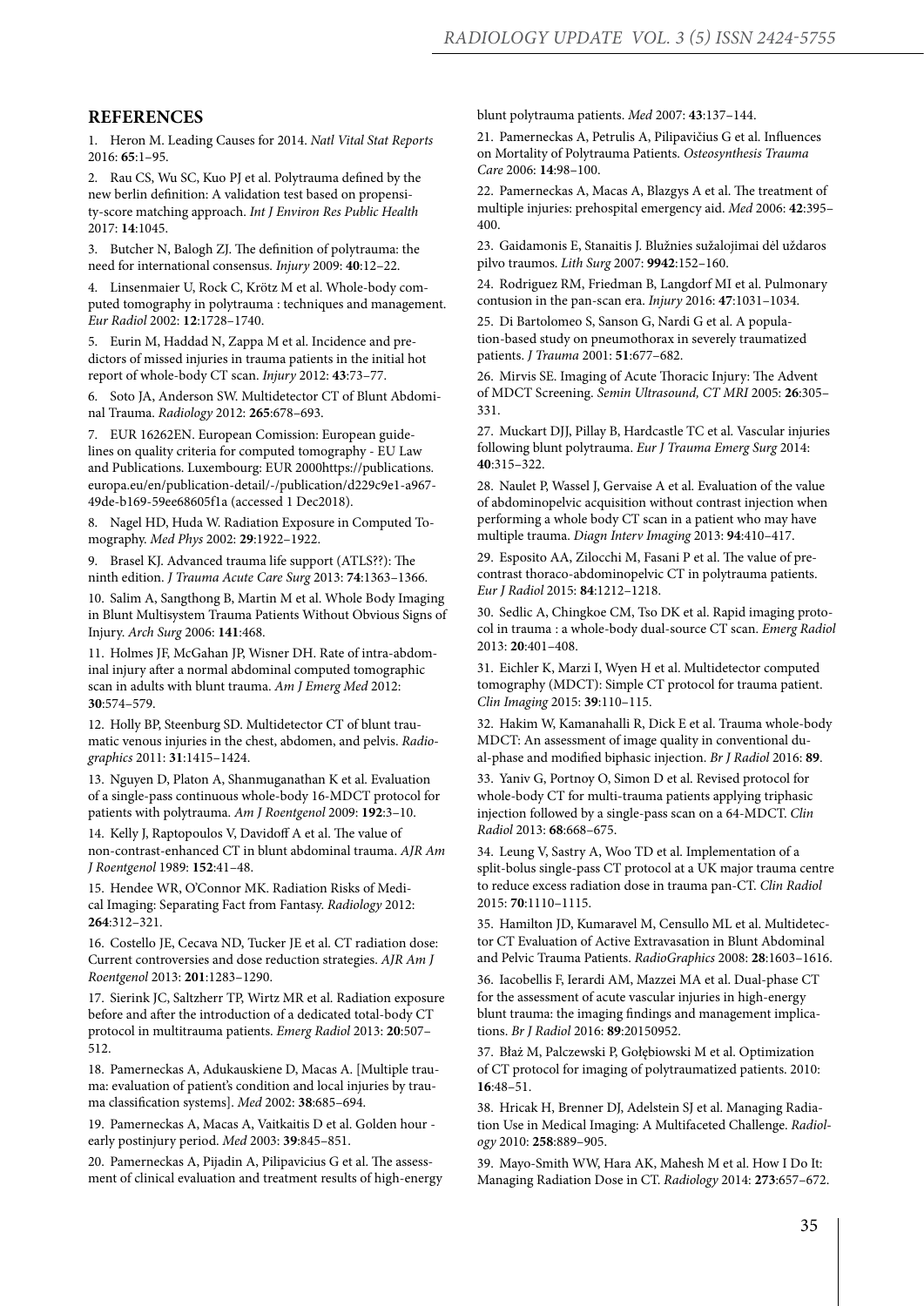## REFERENCES

1. Heron M. Leading Causes for 2014. *Natl Vital Stat Reports* 2016: **65**:1–95.

2. Rau CS, Wu SC, Kuo PJ et al. Polytrauma defined by the new berlin definition: A validation test based on propensity-score matching approach. *Int J Environ Res Public Health* 2017: **14**:1045.

3. Butcher N, Balogh ZJ. The definition of polytrauma: the need for international consensus. *Injury* 2009: **40**:12–22.

4. Linsenmaier U, Rock C, Krötz M et al. Whole-body computed tomography in polytrauma : techniques and management. *Eur Radiol* 2002: **12**:1728–1740.

5. Eurin M, Haddad N, Zappa M et al. Incidence and predictors of missed injuries in trauma patients in the initial hot report of whole-body CT scan. *Injury* 2012: **43**:73–77.

6. Soto JA, Anderson SW. Multidetector CT of Blunt Abdominal Trauma. *Radiology* 2012: **265**:678–693.

7. EUR 16262EN. European Comission: European guidelines on quality criteria for computed tomography - EU Law and Publications. Luxembourg: EUR 2000https://publications.europa.eu/en/publication-detail/-/publication/d229c9e1-a967-49de-b169-59ee68605f1a (accessed 1 Dec2018).

8. Nagel HD, Huda W. Radiation Exposure in Computed Tomography. *Med Phys* 2002: **29**:1922–1922.

9. Brasel KJ. Advanced trauma life support (ATLS??): The ninth edition. *J Trauma Acute Care Surg* 2013: **74**:1363–1366.

10. Salim A, Sangthong B, Martin M et al. Whole Body Imaging in Blunt Multisystem Trauma Patients Without Obvious Signs of Injury. *Arch Surg* 2006: **141**:468.

11. Holmes JF, McGahan JP, Wisner DH. Rate of intra-abdominal injury after a normal abdominal computed tomographic scan in adults with blunt trauma. *Am J Emerg Med* 2012: **30**:574–579.

12. Holly BP, Steenburg SD. Multidetector CT of blunt traumatic venous injuries in the chest, abdomen, and pelvis. *Radiographics* 2011: **31**:1415–1424.

13. Nguyen D, Platon A, Shanmuganathan K et al. Evaluation of a single-pass continuous whole-body 16-MDCT protocol for patients with polytrauma. *Am J Roentgenol* 2009: **192**:3–10.

14. Kelly J, Raptopoulos V, Davidoff A et al. The value of non-contrast-enhanced CT in blunt abdominal trauma. *AJR Am J Roentgenol* 1989: **152**:41–48.

15. Hendee WR, O'Connor MK. Radiation Risks of Medical Imaging: Separating Fact from Fantasy. *Radiology* 2012: **264**:312–321.

16. Costello JE, Cecava ND, Tucker JE et al. CT radiation dose: Current controversies and dose reduction strategies. *AJR Am J Roentgenol* 2013: **201**:1283–1290.

17. Sierink JC, Saltzherr TP, Wirtz MR et al. Radiation exposure before and after the introduction of a dedicated total-body CT protocol in multitrauma patients. *Emerg Radiol* 2013: **20**:507–512.

18. Pamerneckas A, Adukauskiene D, Macas A. [Multiple trauma: evaluation of patient's condition and local injuries by trauma classification systems]. *Med* 2002: **38**:685–694.

19. Pamerneckas A, Macas A, Vaitkaitis D et al. Golden hour - early postinjury period. *Med* 2003: **39**:845–851.

20. Pamerneckas A, Pijadin A, Pilipavicius G et al. The assessment of clinical evaluation and treatment results of high-energy blunt polytrauma patients. *Med* 2007: **43**:137–144.

21. Pamerneckas A, Petrulis A, Pilipavičius G et al. Influences on Mortality of Polytrauma Patients. *Osteosynthesis Trauma Care* 2006: **14**:98–100.

22. Pamerneckas A, Macas A, Blazgys A et al. The treatment of multiple injuries: prehospital emergency aid. *Med* 2006: **42**:395–400.

23. Gaidamonis E, Stanaitis J. Blužnies sužalojimai dėl uždaros pilvo traumos. *Lith Surg* 2007: **9942**:152–160.

24. Rodriguez RM, Friedman B, Langdorf MI et al. Pulmonary contusion in the pan-scan era. *Injury* 2016: **47**:1031–1034.

25. Di Bartolomeo S, Sanson G, Nardi G et al. A population-based study on pneumothorax in severely traumatized patients. *J Trauma* 2001: **51**:677–682.

26. Mirvis SE. Imaging of Acute Thoracic Injury: The Advent of MDCT Screening. *Semin Ultrasound, CT MRI* 2005: **26**:305–331.

27. Muckart DJJ, Pillay B, Hardcastle TC et al. Vascular injuries following blunt polytrauma. *Eur J Trauma Emerg Surg* 2014: **40**:315–322.

28. Naulet P, Wassel J, Gervaise A et al. Evaluation of the value of abdominopelvic acquisition without contrast injection when performing a whole body CT scan in a patient who may have multiple trauma. *Diagn Interv Imaging* 2013: **94**:410–417.

29. Esposito AA, Zilocchi M, Fasani P et al. The value of precontrast thoraco-abdominopelvic CT in polytrauma patients. *Eur J Radiol* 2015: **84**:1212–1218.

30. Sedlic A, Chingkoe CM, Tso DK et al. Rapid imaging protocol in trauma : a whole-body dual-source CT scan. *Emerg Radiol* 2013: **20**:401–408.

31. Eichler K, Marzi I, Wyen H et al. Multidetector computed tomography (MDCT): Simple CT protocol for trauma patient. *Clin Imaging* 2015: **39**:110–115.

32. Hakim W, Kamanahalli R, Dick E et al. Trauma whole-body MDCT: An assessment of image quality in conventional dual-phase and modified biphasic injection. *Br J Radiol* 2016: **89**.

33. Yaniv G, Portnoy O, Simon D et al. Revised protocol for whole-body CT for multi-trauma patients applying triphasic injection followed by a single-pass scan on a 64-MDCT. *Clin Radiol* 2013: **68**:668–675.

34. Leung V, Sastry A, Woo TD et al. Implementation of a split-bolus single-pass CT protocol at a UK major trauma centre to reduce excess radiation dose in trauma pan-CT. *Clin Radiol* 2015: **70**:1110–1115.

35. Hamilton JD, Kumaravel M, Censullo ML et al. Multidetector CT Evaluation of Active Extravasation in Blunt Abdominal and Pelvic Trauma Patients. *RadioGraphics* 2008: **28**:1603–1616.

36. Iacobellis F, Ierardi AM, Mazzei MA et al. Dual-phase CT for the assessment of acute vascular injuries in high-energy blunt trauma: the imaging findings and management implications. *Br J Radiol* 2016: **89**:20150952.

37. Błaż M, Palczewski P, Gołębiowski M et al. Optimization of CT protocol for imaging of polytraumatized patients. 2010: **16**:48–51.

38. Hricak H, Brenner DJ, Adelstein SJ et al. Managing Radiation Use in Medical Imaging: A Multifaceted Challenge. *Radiology* 2010: **258**:889–905.

39. Mayo-Smith WW, Hara AK, Mahesh M et al. How I Do It: Managing Radiation Dose in CT. *Radiology* 2014: **273**:657–672.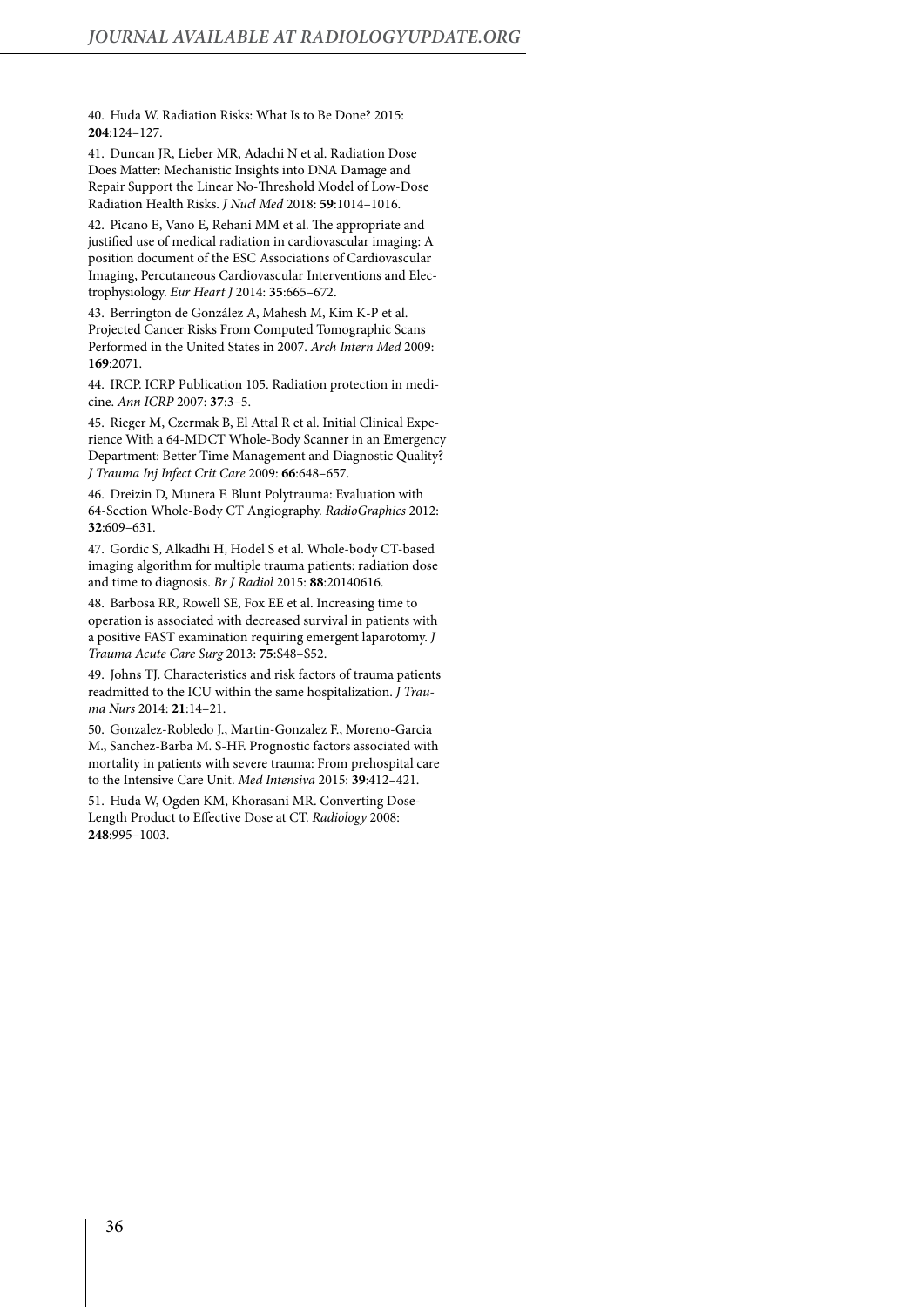40. Huda W. Radiation Risks: What Is to Be Done? 2015: **204**:124–127.

41. Duncan JR, Lieber MR, Adachi N et al. Radiation Dose Does Matter: Mechanistic Insights into DNA Damage and Repair Support the Linear No-Threshold Model of Low-Dose Radiation Health Risks. *J Nucl Med* 2018: **59**:1014–1016.

42. Picano E, Vano E, Rehani MM et al. The appropriate and justified use of medical radiation in cardiovascular imaging: A position document of the ESC Associations of Cardiovascular Imaging, Percutaneous Cardiovascular Interventions and Electrophysiology. *Eur Heart J* 2014: **35**:665–672.

43. Berrington de González A, Mahesh M, Kim K-P et al. Projected Cancer Risks From Computed Tomographic Scans Performed in the United States in 2007. *Arch Intern Med* 2009: **169**:2071.

44. IRCP. ICRP Publication 105. Radiation protection in medicine. *Ann ICRP* 2007: **37**:3–5.

45. Rieger M, Czermak B, El Attal R et al. Initial Clinical Experience With a 64-MDCT Whole-Body Scanner in an Emergency Department: Better Time Management and Diagnostic Quality? *J Trauma Inj Infect Crit Care* 2009: **66**:648–657.

46. Dreizin D, Munera F. Blunt Polytrauma: Evaluation with 64-Section Whole-Body CT Angiography. *RadioGraphics* 2012: **32**:609–631.

47. Gordic S, Alkadhi H, Hodel S et al. Whole-body CT-based imaging algorithm for multiple trauma patients: radiation dose and time to diagnosis. *Br J Radiol* 2015: **88**:20140616.

48. Barbosa RR, Rowell SE, Fox EE et al. Increasing time to operation is associated with decreased survival in patients with a positive FAST examination requiring emergent laparotomy. *J Trauma Acute Care Surg* 2013: **75**:S48–S52.

49. Johns TJ. Characteristics and risk factors of trauma patients readmitted to the ICU within the same hospitalization. *J Trauma Nurs* 2014: **21**:14–21.

50. Gonzalez-Robledo J., Martin-Gonzalez F., Moreno-Garcia M., Sanchez-Barba M. S-HF. Prognostic factors associated with mortality in patients with severe trauma: From prehospital care to the Intensive Care Unit. *Med Intensiva* 2015: **39**:412–421.

51. Huda W, Ogden KM, Khorasani MR. Converting Dose-Length Product to Effective Dose at CT. *Radiology* 2008: **248**:995–1003.